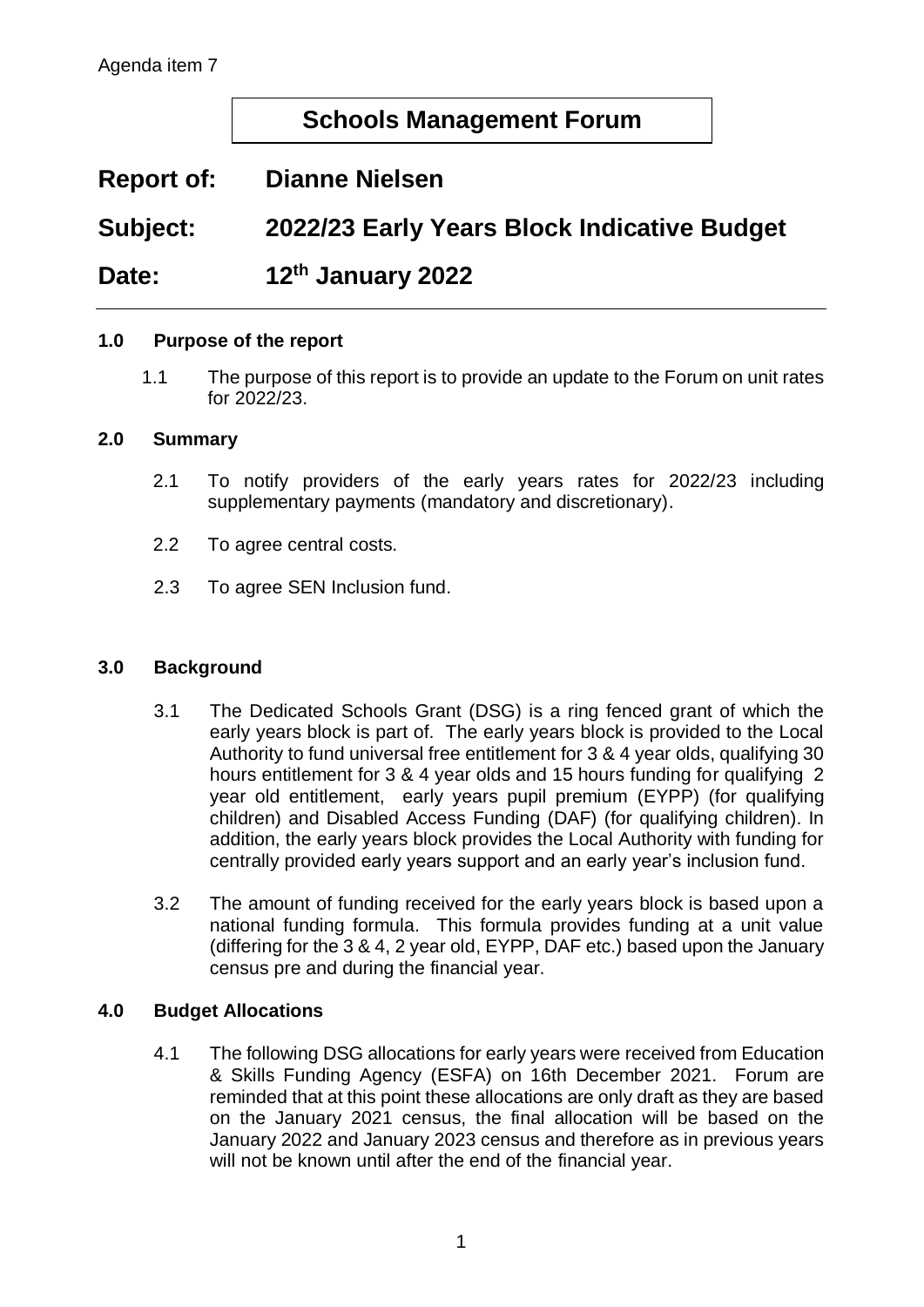Agenda item 7

# Schools Management Forum

**Report of:** **Dianne Nielsen**

**Subject:** **2022/23 Early Years Block Indicative Budget**

**Date:** **12th January 2022**

## 1.0 Purpose of the report

1.1 The purpose of this report is to provide an update to the Forum on unit rates for 2022/23.

## 2.0 Summary

2.1 To notify providers of the early years rates for 2022/23 including supplementary payments (mandatory and discretionary).

2.2 To agree central costs.

2.3 To agree SEN Inclusion fund.

## 3.0 Background

3.1 The Dedicated Schools Grant (DSG) is a ring fenced grant of which the early years block is part of. The early years block is provided to the Local Authority to fund universal free entitlement for 3 & 4 year olds, qualifying 30 hours entitlement for 3 & 4 year olds and 15 hours funding for qualifying 2 year old entitlement, early years pupil premium (EYPP) (for qualifying children) and Disabled Access Funding (DAF) (for qualifying children). In addition, the early years block provides the Local Authority with funding for centrally provided early years support and an early year's inclusion fund.

3.2 The amount of funding received for the early years block is based upon a national funding formula. This formula provides funding at a unit value (differing for the 3 & 4, 2 year old, EYPP, DAF etc.) based upon the January census pre and during the financial year.

## 4.0 Budget Allocations

4.1 The following DSG allocations for early years were received from Education & Skills Funding Agency (ESFA) on 16th December 2021. Forum are reminded that at this point these allocations are only draft as they are based on the January 2021 census, the final allocation will be based on the January 2022 and January 2023 census and therefore as in previous years will not be known until after the end of the financial year.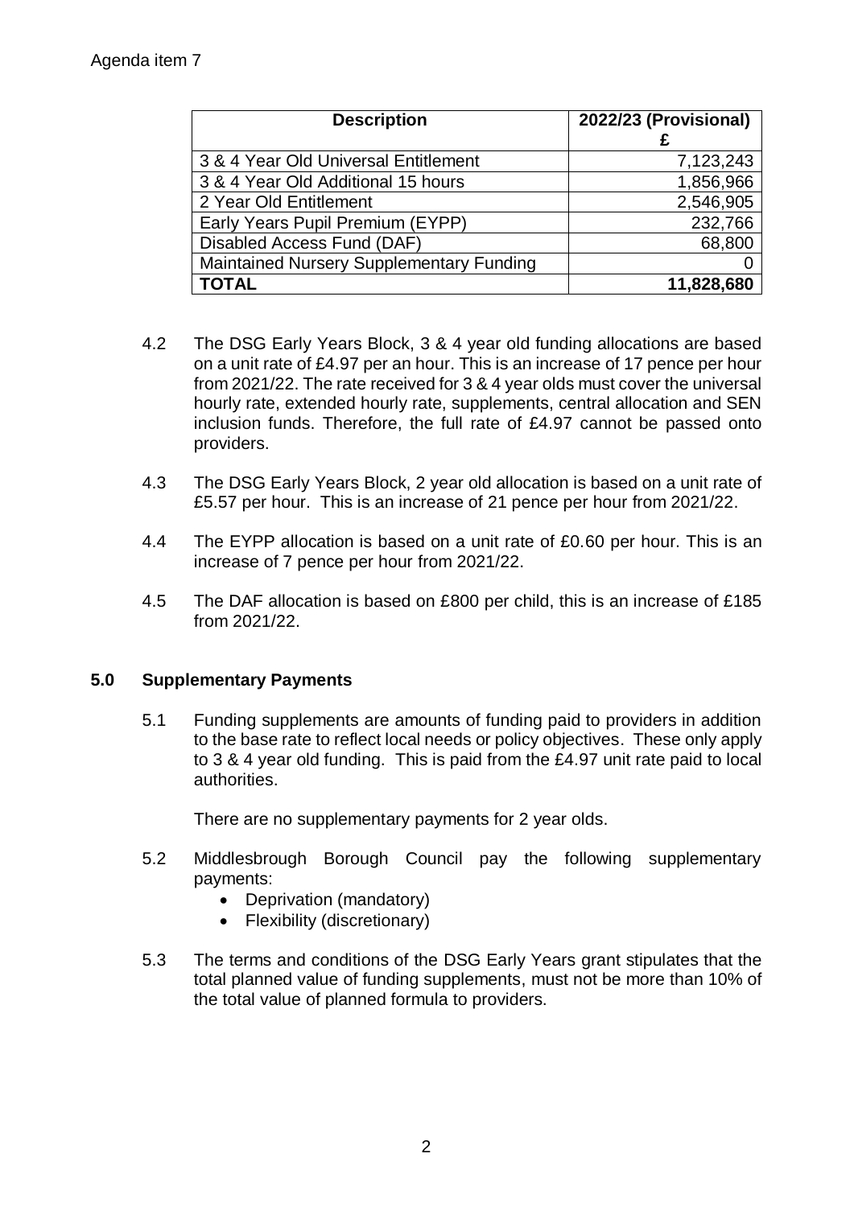Agenda item 7

| Description | 2022/23 (Provisional) £ |
|---|---|
| 3 & 4 Year Old Universal Entitlement | 7,123,243 |
| 3 & 4 Year Old Additional 15 hours | 1,856,966 |
| 2 Year Old Entitlement | 2,546,905 |
| Early Years Pupil Premium (EYPP) | 232,766 |
| Disabled Access Fund (DAF) | 68,800 |
| Maintained Nursery Supplementary Funding | 0 |
| **TOTAL** | **11,828,680** |

4.2 The DSG Early Years Block, 3 & 4 year old funding allocations are based on a unit rate of £4.97 per an hour. This is an increase of 17 pence per hour from 2021/22. The rate received for 3 & 4 year olds must cover the universal hourly rate, extended hourly rate, supplements, central allocation and SEN inclusion funds. Therefore, the full rate of £4.97 cannot be passed onto providers.

4.3 The DSG Early Years Block, 2 year old allocation is based on a unit rate of £5.57 per hour. This is an increase of 21 pence per hour from 2021/22.

4.4 The EYPP allocation is based on a unit rate of £0.60 per hour. This is an increase of 7 pence per hour from 2021/22.

4.5 The DAF allocation is based on £800 per child, this is an increase of £185 from 2021/22.

## 5.0 Supplementary Payments

5.1 Funding supplements are amounts of funding paid to providers in addition to the base rate to reflect local needs or policy objectives. These only apply to 3 & 4 year old funding. This is paid from the £4.97 unit rate paid to local authorities.

There are no supplementary payments for 2 year olds.

5.2 Middlesbrough Borough Council pay the following supplementary payments:

- Deprivation (mandatory)
- Flexibility (discretionary)

5.3 The terms and conditions of the DSG Early Years grant stipulates that the total planned value of funding supplements, must not be more than 10% of the total value of planned formula to providers.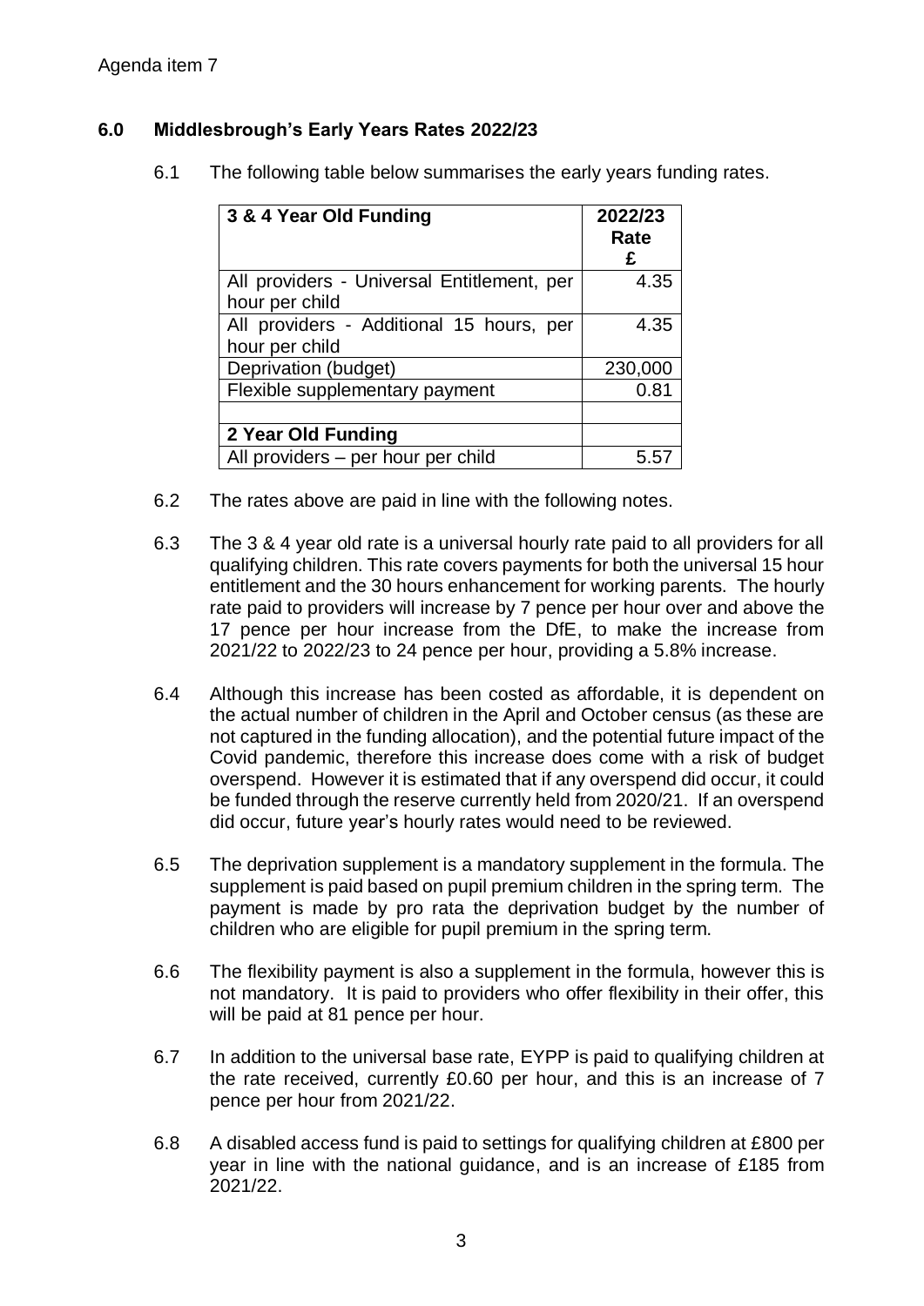Agenda item 7

## 6.0 Middlesbrough's Early Years Rates 2022/23

6.1 The following table below summarises the early years funding rates.

| 3 & 4 Year Old Funding | 2022/23 Rate £ |
|---|---|
| All providers - Universal Entitlement, per hour per child | 4.35 |
| All providers - Additional 15 hours, per hour per child | 4.35 |
| Deprivation (budget) | 230,000 |
| Flexible supplementary payment | 0.81 |
| | |
| **2 Year Old Funding** | |
| All providers – per hour per child | 5.57 |

6.2 The rates above are paid in line with the following notes.

6.3 The 3 & 4 year old rate is a universal hourly rate paid to all providers for all qualifying children. This rate covers payments for both the universal 15 hour entitlement and the 30 hours enhancement for working parents. The hourly rate paid to providers will increase by 7 pence per hour over and above the 17 pence per hour increase from the DfE, to make the increase from 2021/22 to 2022/23 to 24 pence per hour, providing a 5.8% increase.

6.4 Although this increase has been costed as affordable, it is dependent on the actual number of children in the April and October census (as these are not captured in the funding allocation), and the potential future impact of the Covid pandemic, therefore this increase does come with a risk of budget overspend. However it is estimated that if any overspend did occur, it could be funded through the reserve currently held from 2020/21. If an overspend did occur, future year's hourly rates would need to be reviewed.

6.5 The deprivation supplement is a mandatory supplement in the formula. The supplement is paid based on pupil premium children in the spring term. The payment is made by pro rata the deprivation budget by the number of children who are eligible for pupil premium in the spring term.

6.6 The flexibility payment is also a supplement in the formula, however this is not mandatory. It is paid to providers who offer flexibility in their offer, this will be paid at 81 pence per hour.

6.7 In addition to the universal base rate, EYPP is paid to qualifying children at the rate received, currently £0.60 per hour, and this is an increase of 7 pence per hour from 2021/22.

6.8 A disabled access fund is paid to settings for qualifying children at £800 per year in line with the national guidance, and is an increase of £185 from 2021/22.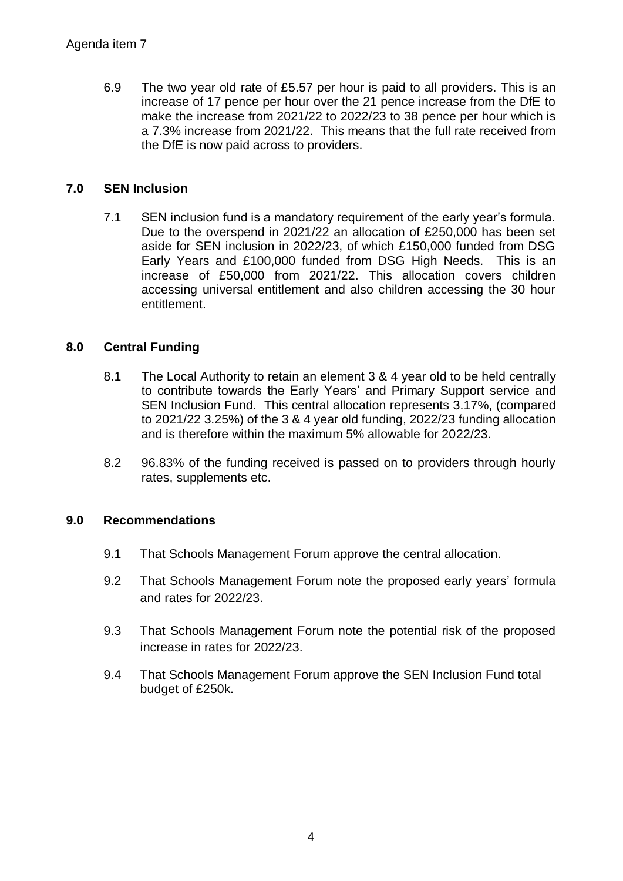Agenda item 7

6.9 The two year old rate of £5.57 per hour is paid to all providers. This is an increase of 17 pence per hour over the 21 pence increase from the DfE to make the increase from 2021/22 to 2022/23 to 38 pence per hour which is a 7.3% increase from 2021/22. This means that the full rate received from the DfE is now paid across to providers.

## 7.0 SEN Inclusion

7.1 SEN inclusion fund is a mandatory requirement of the early year's formula. Due to the overspend in 2021/22 an allocation of £250,000 has been set aside for SEN inclusion in 2022/23, of which £150,000 funded from DSG Early Years and £100,000 funded from DSG High Needs. This is an increase of £50,000 from 2021/22. This allocation covers children accessing universal entitlement and also children accessing the 30 hour entitlement.

## 8.0 Central Funding

8.1 The Local Authority to retain an element 3 & 4 year old to be held centrally to contribute towards the Early Years' and Primary Support service and SEN Inclusion Fund. This central allocation represents 3.17%, (compared to 2021/22 3.25%) of the 3 & 4 year old funding, 2022/23 funding allocation and is therefore within the maximum 5% allowable for 2022/23.

8.2 96.83% of the funding received is passed on to providers through hourly rates, supplements etc.

## 9.0 Recommendations

9.1 That Schools Management Forum approve the central allocation.

9.2 That Schools Management Forum note the proposed early years' formula and rates for 2022/23.

9.3 That Schools Management Forum note the potential risk of the proposed increase in rates for 2022/23.

9.4 That Schools Management Forum approve the SEN Inclusion Fund total budget of £250k.